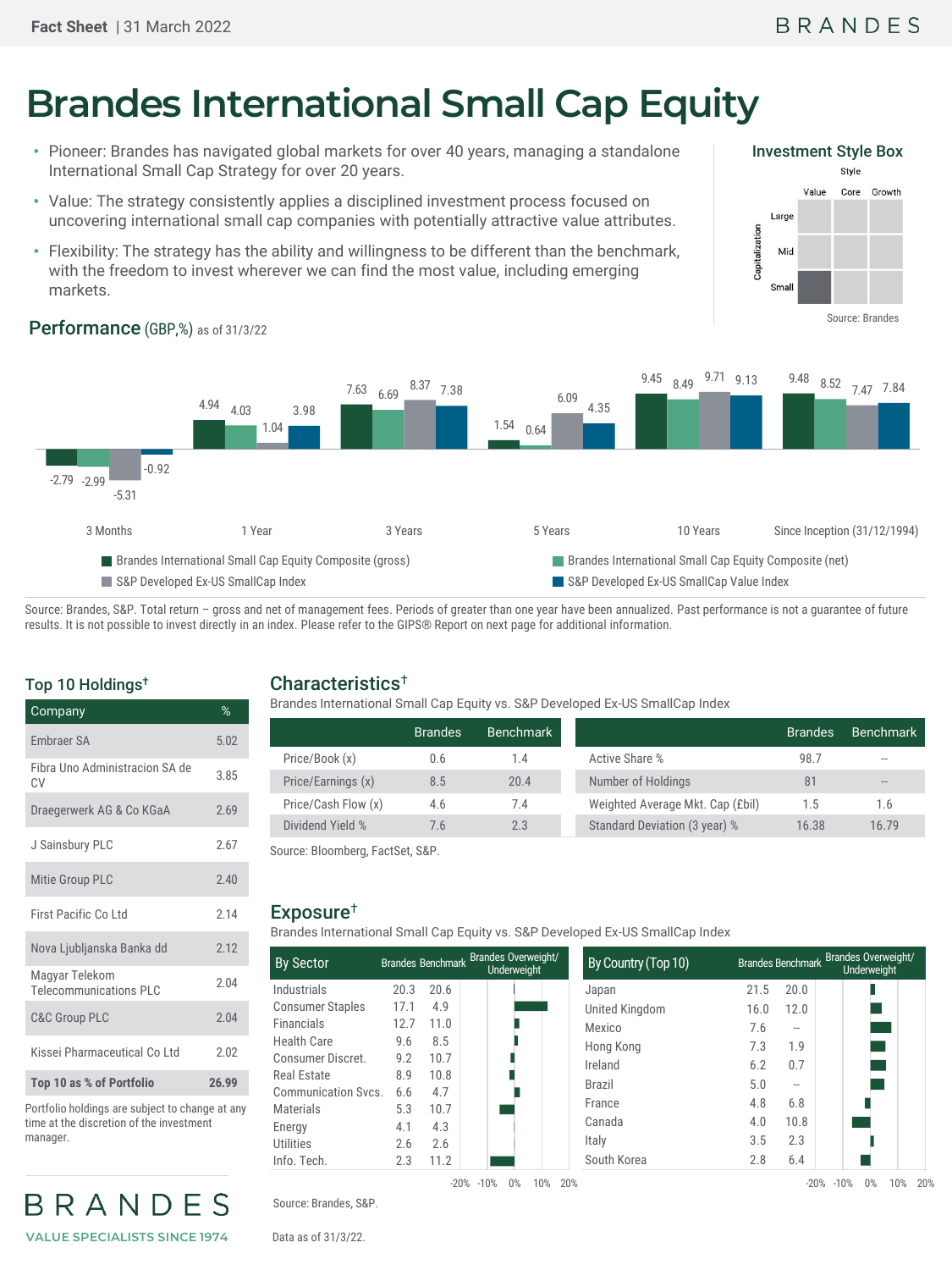Fact Sheet | 31 March 2022

# Brandes International Small Cap Equity

- Pioneer: Brandes has navigated global markets for over 40 years, managing a standalone International Small Cap Strategy for over 20 years.
- Value: The strategy consistently applies a disciplined investment process focused on uncovering international small cap companies with potentially attractive value attributes.
- Flexibility: The strategy has the ability and willingness to be different than the benchmark, with the freedom to invest wherever we can find the most value, including emerging markets.

### Investment Style Box

| Capitalization | Value | Core | Growth |
|---|---|---|---|
| Large | | | |
| Mid | | | |
| Small | ■ | | |

Source: Brandes

## Performance (GBP,%) as of 31/3/22

| | 3 Months | 1 Year | 3 Years | 5 Years | 10 Years | Since Inception (31/12/1994) |
|---|---|---|---|---|---|---|
| Brandes International Small Cap Equity Composite (gross) | -2.79 | 4.94 | 7.63 | 1.54 | 9.45 | 9.48 |
| Brandes International Small Cap Equity Composite (net) | -2.99 | 4.03 | 6.69 | 0.64 | 8.49 | 8.52 |
| S&P Developed Ex-US SmallCap Index | -5.31 | 1.04 | 8.37 | 6.09 | 9.71 | 7.47 |
| S&P Developed Ex-US SmallCap Value Index | -0.92 | 3.98 | 7.38 | 4.35 | 9.13 | 7.84 |

Source: Brandes, S&P. Total return – gross and net of management fees. Periods of greater than one year have been annualized. Past performance is not a guarantee of future results. It is not possible to invest directly in an index. Please refer to the GIPS® Report on next page for additional information.

## Top 10 Holdings†

| Company | % |
|---|---|
| Embraer SA | 5.02 |
| Fibra Uno Administracion SA de CV | 3.85 |
| Draegerwerk AG & Co KGaA | 2.69 |
| J Sainsbury PLC | 2.67 |
| Mitie Group PLC | 2.40 |
| First Pacific Co Ltd | 2.14 |
| Nova Ljubljanska Banka dd | 2.12 |
| Magyar Telekom Telecommunications PLC | 2.04 |
| C&C Group PLC | 2.04 |
| Kissei Pharmaceutical Co Ltd | 2.02 |
| **Top 10 as % of Portfolio** | **26.99** |

Portfolio holdings are subject to change at any time at the discretion of the investment manager.

## Characteristics†

Brandes International Small Cap Equity vs. S&P Developed Ex-US SmallCap Index

| | Brandes | Benchmark |
|---|---|---|
| Price/Book (x) | 0.6 | 1.4 |
| Price/Earnings (x) | 8.5 | 20.4 |
| Price/Cash Flow (x) | 4.6 | 7.4 |
| Dividend Yield % | 7.6 | 2.3 |

| | Brandes | Benchmark |
|---|---|---|
| Active Share % | 98.7 | -- |
| Number of Holdings | 81 | -- |
| Weighted Average Mkt. Cap (£bil) | 1.5 | 1.6 |
| Standard Deviation (3 year) % | 16.38 | 16.79 |

Source: Bloomberg, FactSet, S&P.

## Exposure†

Brandes International Small Cap Equity vs. S&P Developed Ex-US SmallCap Index

| By Sector | Brandes | Benchmark |
|---|---|---|
| Industrials | 20.3 | 20.6 |
| Consumer Staples | 17.1 | 4.9 |
| Financials | 12.7 | 11.0 |
| Health Care | 9.6 | 8.5 |
| Consumer Discret. | 9.2 | 10.7 |
| Real Estate | 8.9 | 10.8 |
| Communication Svcs. | 6.6 | 4.7 |
| Materials | 5.3 | 10.7 |
| Energy | 4.1 | 4.3 |
| Utilities | 2.6 | 2.6 |
| Info. Tech. | 2.3 | 11.2 |

| By Country (Top 10) | Brandes | Benchmark |
|---|---|---|
| Japan | 21.5 | 20.0 |
| United Kingdom | 16.0 | 12.0 |
| Mexico | 7.6 | -- |
| Hong Kong | 7.3 | 1.9 |
| Ireland | 6.2 | 0.7 |
| Brazil | 5.0 | -- |
| France | 4.8 | 6.8 |
| Canada | 4.0 | 10.8 |
| Italy | 3.5 | 2.3 |
| South Korea | 2.8 | 6.4 |

Source: Brandes, S&P.

Data as of 31/3/22.

BRANDES

VALUE SPECIALISTS SINCE 1974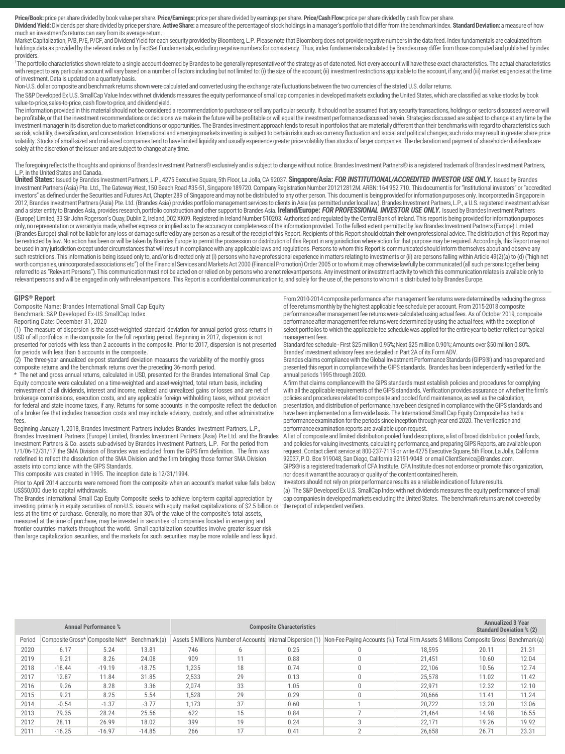**Price/Book:** price per share divided by book value per share. **Price/Earnings:** price per share divided by earnings per share. **Price/Cash Flow:** price per share divided by cash flow per share. **Dividend Yield:** Dividends per share divided by price per share. **Active Share:** a measure of the percentage of stock holdings in a manager's portfolio that differ from the benchmark index. **Standard Deviation:** a measure of how much an investment's returns can vary from its average return.

Market Capitalization, P/B, P/E, P/CF, and Dividend Yield for each security provided by Bloomberg, L.P. Please note that Bloomberg does not provide negative numbers in the data feed. Index fundamentals are calculated from holdings data as provided by the relevant index or by FactSet Fundamentals, excluding negative numbers for consistency. Thus, index fundamentals calculated by Brandes may differ from those computed and published by index providers.

†The portfolio characteristics shown relate to a single account deemed by Brandes to be generally representative of the strategy as of date noted. Not every account will have these exact characteristics. The actual characteristics with respect to any particular account will vary based on a number of factors including but not limited to: (i) the size of the account; (ii) investment restrictions applicable to the account, if any; and (iii) market exigencies at the time of investment. Data is updated on a quarterly basis.

Non-U.S. dollar composite and benchmark returns shown were calculated and converted using the exchange rate fluctuations between the two currencies of the stated U.S. dollar returns.

The S&P Developed Ex U.S. SmallCap Value Index with net dividends measures the equity performance of small cap companies in developed markets excluding the United States, which are classified as value stocks by book value-to-price, sales-to-price, cash flow-to-price, and dividend yield.

The information provided in this material should not be considered a recommendation to purchase or sell any particular security. It should not be assumed that any security transactions, holdings or sectors discussed were or will be profitable, or that the investment recommendations or decisions we make in the future will be profitable or will equal the investment performance discussed herein. Strategies discussed are subject to change at any time by the investment manager in its discretion due to market conditions or opportunities. The Brandes investment approach tends to result in portfolios that are materially different than their benchmarks with regard to characteristics such as risk, volatility, diversification, and concentration. International and emerging markets investing is subject to certain risks such as currency fluctuation and social and political changes; such risks may result in greater share price volatility. Stocks of small-sized and mid-sized companies tend to have limited liquidity and usually experience greater price volatility than stocks of larger companies. The declaration and payment of shareholder dividends are solely at the discretion of the issuer and are subject to change at any time.

The foregoing reflects the thoughts and opinions of Brandes Investment Partners® exclusively and is subject to change without notice. Brandes Investment Partners® is a registered trademark of Brandes Investment Partners, L.P. in the United States and Canada.

**United States:** Issued by Brandes Investment Partners, L.P., 4275 Executive Square, 5th Floor, La Jolla, CA 92037. **Singapore/Asia:** ***FOR INSTITUTIONAL/ACCREDITED INVESTOR USE ONLY.*** Issued by Brandes Investment Partners (Asia) Pte. Ltd., The Gateway West, 150 Beach Road #35-51, Singapore 189720. Company Registration Number 201212812M. ARBN: 164 952 710. This document is for "institutional investors" or "accredited investors" as defined under the Securities and Futures Act, Chapter 289 of Singapore and may not be distributed to any other person. This document is being provided for information purposes only. Incorporated in Singapore in 2012, Brandes Investment Partners (Asia) Pte. Ltd. (Brandes Asia) provides portfolio management services to clients in Asia (as permitted under local law). Brandes Investment Partners, L.P., a U.S. registered investment adviser and a sister entity to Brandes Asia, provides research, portfolio construction and other support to Brandes Asia. **Ireland/Europe:** ***FOR PROFESSIONAL INVESTOR USE ONLY.*** Issued by Brandes Investment Partners (Europe) Limited, 33 Sir John Rogerson's Quay, Dublin 2, Ireland, D02 XK09. Registered in Ireland Number 510203. Authorised and regulated by the Central Bank of Ireland. This report is being provided for information purposes only, no representation or warranty is made, whether express or implied as to the accuracy or completeness of the information provided. To the fullest extent permitted by law Brandes Investment Partners (Europe) Limited (Brandes Europe) shall not be liable for any loss or damage suffered by any person as a result of the receipt of this Report. Recipients of this Report should obtain their own professional advice. The distribution of this Report may be restricted by law. No action has been or will be taken by Brandes Europe to permit the possession or distribution of this Report in any jurisdiction where action for that purpose may be required. Accordingly, this Report may not be used in any jurisdiction except under circumstances that will result in compliance with any applicable laws and regulations. Persons to whom this Report is communicated should inform themselves about and observe any such restrictions. This information is being used only to, and/or is directed only at (i) persons who have professional experience in matters relating to investments or (ii) are persons falling within Article 49(2)(a) to (d) ("high net worth companies, unincorporated associations etc") of the Financial Services and Markets Act 2000 (Financial Promotion) Order 2005 or to whom it may otherwise lawfully be communicated (all such persons together being referred to as "Relevant Persons"). This communication must not be acted on or relied on by persons who are not relevant persons. Any investment or investment activity to which this communication relates is available only to relevant persons and will be engaged in only with relevant persons. This Report is a confidential communication to, and solely for the use of, the persons to whom it is distributed to by Brandes Europe.

## GIPS® Report

Composite Name: Brandes International Small Cap Equity
Benchmark: S&P Developed Ex-US SmallCap Index
Reporting Date: December 31, 2020

(1) The measure of dispersion is the asset-weighted standard deviation for annual period gross returns in USD of all portfolios in the composite for the full reporting period. Beginning in 2017, dispersion is not presented for periods with less than 2 accounts in the composite. Prior to 2017, dispersion is not presented for periods with less than 6 accounts in the composite.

(2) The three-year annualized ex-post standard deviation measures the variability of the monthly gross composite returns and the benchmark returns over the preceding 36-month period.

\* The net and gross annual returns, calculated in USD, presented for the Brandes International Small Cap Equity composite were calculated on a time-weighted and asset-weighted, total return basis, including reinvestment of all dividends, interest and income, realized and unrealized gains or losses and are net of brokerage commissions, execution costs, and any applicable foreign withholding taxes, without provision for federal and state income taxes, if any. Returns for some accounts in the composite reflect the deduction of a broker fee that includes transaction costs and may include advisory, custody, and other administrative fees.

Beginning January 1, 2018, Brandes Investment Partners includes Brandes Investment Partners, L.P., Brandes Investment Partners (Europe) Limited, Brandes Investment Partners (Asia) Pte Ltd. and the Brandes Investment Partners & Co. assets sub-advised by Brandes Investment Partners, L.P. For the period from 1/1/06-12/31/17 the SMA Division of Brandes was excluded from the GIPS firm definition. The firm was redefined to reflect the dissolution of the SMA Division and the firm bringing those former SMA Division assets into compliance with the GIPS Standards.

This composite was created in 1995. The inception date is 12/31/1994.

Prior to April 2014 accounts were removed from the composite when an account's market value falls below US$50,000 due to capital withdrawals.

The Brandes International Small Cap Equity Composite seeks to achieve long-term capital appreciation by investing primarily in equity securities of non-U.S. issuers with equity market capitalizations of $2.5 billion or less at the time of purchase. Generally, no more than 30% of the value of the composite's total assets, measured at the time of purchase, may be invested in securities of companies located in emerging and frontier countries markets throughout the world. Small capitalization securities involve greater issuer risk than large capitalization securities, and the markets for such securities may be more volatile and less liquid.

From 2010-2014 composite performance after management fee returns were determined by reducing the gross of fee returns monthly by the highest applicable fee schedule per account. From 2015-2018 composite performance after management fee returns were calculated using actual fees. As of October 2019, composite performance after management fee returns were determined by using the actual fees, with the exception of select portfolios to which the applicable fee schedule was applied for the entire year to better reflect our typical management fees.

Standard fee schedule - First $25 million 0.95%; Next $25 million 0.90%; Amounts over $50 million 0.80%. Brandes' investment advisory fees are detailed in Part 2A of its Form ADV.

Brandes claims compliance with the Global Investment Performance Standards (GIPS®) and has prepared and presented this report in compliance with the GIPS standards. Brandes has been independently verified for the annual periods 1995 through 2020.

A firm that claims compliance with the GIPS standards must establish policies and procedures for complying with all the applicable requirements of the GIPS standards. Verification provides assurance on whether the firm's policies and procedures related to composite and pooled fund maintenance, as well as the calculation, presentation, and distribution of performance, have been designed in compliance with the GIPS standards and have been implemented on a firm-wide basis. The International Small Cap Equity Composite has had a performance examination for the periods since inception through year end 2020. The verification and performance examination reports are available upon request.

A list of composite and limited distribution pooled fund descriptions, a list of broad distribution pooled funds, and policies for valuing investments, calculating performance, and preparing GIPS Reports, are available upon request. Contact client service at 800-237-7119 or write 4275 Executive Square, 5th Floor, La Jolla, California 92037, P.O. Box 919048, San Diego, California 92191-9048 or email ClientService@Brandes.com.

GIPS® is a registered trademark of CFA Institute. CFA Institute does not endorse or promote this organization, nor does it warrant the accuracy or quality of the content contained herein.

Investors should not rely on prior performance results as a reliable indication of future results.

(a) The S&P Developed Ex U.S. SmallCap Index with net dividends measures the equity performance of small cap companies in developed markets excluding the United States. The benchmark returns are not covered by the report of independent verifiers.

| Annual Performance % | | | | Composite Characteristics | | | | | Annualized 3 Year Standard Deviation % (2) | |
|---|---|---|---|---|---|---|---|---|---|---|
| Period | Composite Gross* | Composite Net* | Benchmark (a) | Assets $ Millions | Number of Accounts | Internal Dispersion (1) | Non-Fee Paying Accounts (%) | Total Firm Assets $ Millions | Composite Gross | Benchmark (a) |
| 2020 | 6.17 | 5.24 | 13.81 | 746 | 6 | 0.25 | 0 | 18,595 | 20.11 | 21.31 |
| 2019 | 9.21 | 8.26 | 24.08 | 909 | 11 | 0.88 | 0 | 21,451 | 10.60 | 12.04 |
| 2018 | -18.44 | -19.19 | -18.75 | 1,235 | 18 | 0.74 | 0 | 22,106 | 10.56 | 12.74 |
| 2017 | 12.87 | 11.84 | 31.85 | 2,533 | 29 | 0.13 | 0 | 25,578 | 11.02 | 11.42 |
| 2016 | 9.26 | 8.28 | 3.36 | 2,074 | 33 | 1.05 | 0 | 22,971 | 12.32 | 12.10 |
| 2015 | 9.21 | 8.25 | 5.54 | 1,528 | 29 | 0.29 | 0 | 20,666 | 11.41 | 11.24 |
| 2014 | -0.54 | -1.37 | -3.77 | 1,173 | 37 | 0.60 | 1 | 20,722 | 13.20 | 13.06 |
| 2013 | 29.35 | 28.24 | 25.56 | 622 | 15 | 0.84 | 7 | 21,464 | 14.98 | 16.55 |
| 2012 | 28.11 | 26.99 | 18.02 | 399 | 19 | 0.24 | 3 | 22,171 | 19.26 | 19.92 |
| 2011 | -16.25 | -16.97 | -14.85 | 266 | 17 | 0.41 | 2 | 26,658 | 26.71 | 23.31 |